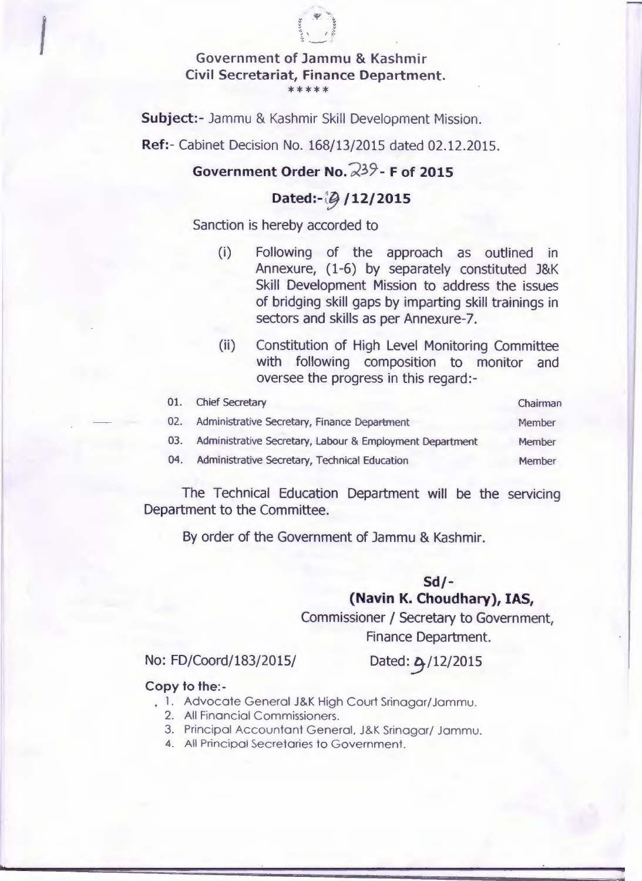# Government of Jammu & Kashmir
## Civil Secretariat, Finance Department.

*****

**Subject:-** Jammu & Kashmir Skill Development Mission.

**Ref:-** Cabinet Decision No. 168/13/2015 dated 02.12.2015.

**Government Order No. 239- F of 2015**

**Dated:-09/12/2015**

Sanction is hereby accorded to

(i) Following of the approach as outlined in Annexure, (1-6) by separately constituted J&K Skill Development Mission to address the issues of bridging skill gaps by imparting skill trainings in sectors and skills as per Annexure-7.

(ii) Constitution of High Level Monitoring Committee with following composition to monitor and oversee the progress in this regard:-

| | | |
|---|---|---|
| 01. | Chief Secretary | Chairman |
| 02. | Administrative Secretary, Finance Department | Member |
| 03. | Administrative Secretary, Labour & Employment Department | Member |
| 04. | Administrative Secretary, Technical Education | Member |

The Technical Education Department will be the servicing Department to the Committee.

By order of the Government of Jammu & Kashmir.

**Sd/-**

**(Navin K. Choudhary), IAS,**

Commissioner / Secretary to Government,

Finance Department.

No: FD/Coord/183/2015/ Dated: 9/12/2015

**Copy to the:-**

1. Advocate General J&K High Court Srinagar/Jammu.
2. All Financial Commissioners.
3. Principal Accountant General, J&K Srinagar/ Jammu.
4. All Principal Secretaries to Government.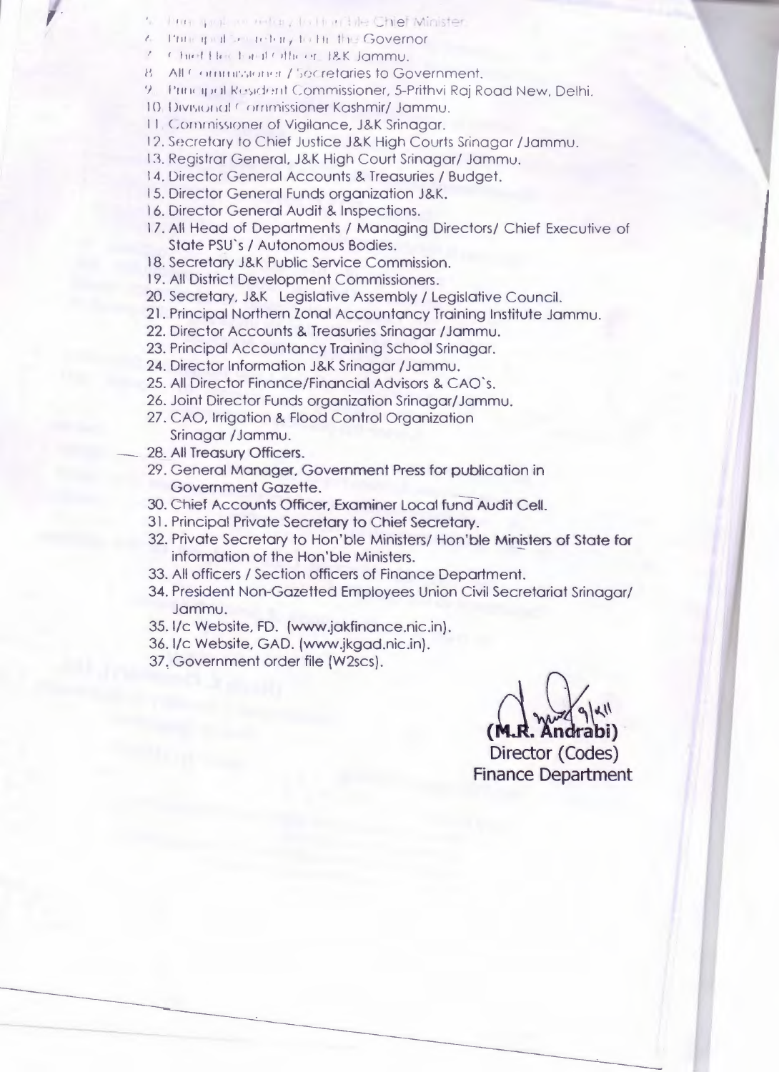5. Principal Secretary to Hon'ble Chief Minister.
6. Principal Secretary to H.E. the Governor
7. Chief Electoral Officer, J&K Jammu.
8. All Commissioner / Secretaries to Government.
9. Principal Resident Commissioner, 5-Prithvi Raj Road New, Delhi.
10. Divisional Commissioner Kashmir/ Jammu.
11. Commissioner of Vigilance, J&K Srinagar.
12. Secretary to Chief Justice J&K High Courts Srinagar /Jammu.
13. Registrar General, J&K High Court Srinagar/ Jammu.
14. Director General Accounts & Treasuries / Budget.
15. Director General Funds organization J&K.
16. Director General Audit & Inspections.
17. All Head of Departments / Managing Directors/ Chief Executive of State PSU's / Autonomous Bodies.
18. Secretary J&K Public Service Commission.
19. All District Development Commissioners.
20. Secretary, J&K Legislative Assembly / Legislative Council.
21. Principal Northern Zonal Accountancy Training Institute Jammu.
22. Director Accounts & Treasuries Srinagar /Jammu.
23. Principal Accountancy Training School Srinagar.
24. Director Information J&K Srinagar /Jammu.
25. All Director Finance/Financial Advisors & CAO's.
26. Joint Director Funds organization Srinagar/Jammu.
27. CAO, Irrigation & Flood Control Organization Srinagar /Jammu.
28. All Treasury Officers.
29. General Manager, Government Press for publication in Government Gazette.
30. Chief Accounts Officer, Examiner Local fund Audit Cell.
31. Principal Private Secretary to Chief Secretary.
32. Private Secretary to Hon'ble Ministers/ Hon'ble Ministers of State for information of the Hon'ble Ministers.
33. All officers / Section officers of Finance Department.
34. President Non-Gazetted Employees Union Civil Secretariat Srinagar/ Jammu.
35. I/c Website, FD. (www.jakfinance.nic.in).
36. I/c Website, GAD. (www.jkgad.nic.in).
37. Government order file (W2scs).

**(M.R. Andrabi)**
Director (Codes)
Finance Department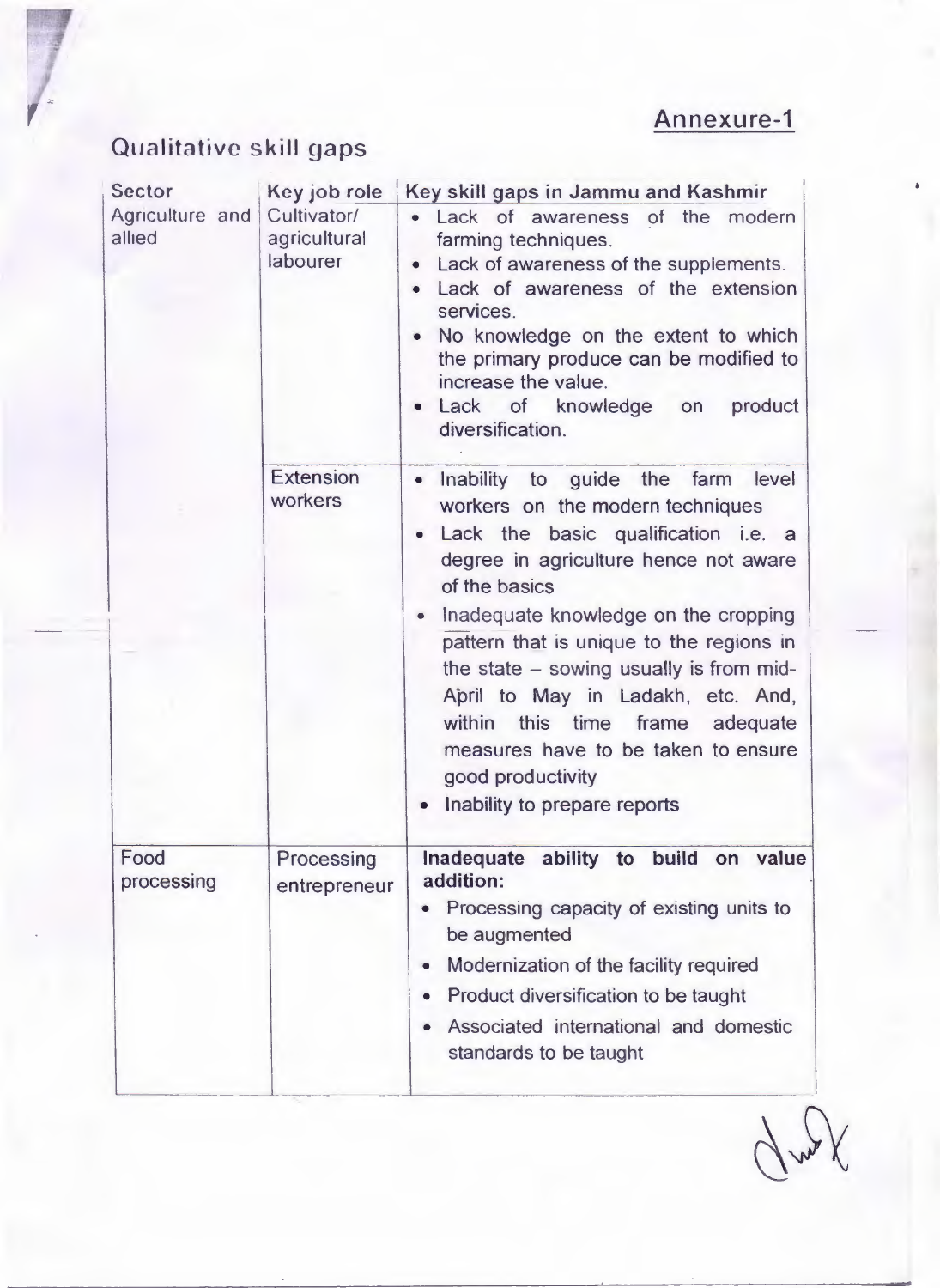## Annexure-1

## Qualitative skill gaps

| Sector | Key job role | Key skill gaps in Jammu and Kashmir |
|---|---|---|
| Agriculture and allied | Cultivator/ agricultural labourer | • Lack of awareness of the modern farming techniques.<br>• Lack of awareness of the supplements.<br>• Lack of awareness of the extension services.<br>• No knowledge on the extent to which the primary produce can be modified to increase the value.<br>• Lack of knowledge on product diversification. |
| | Extension workers | • Inability to guide the farm level workers on the modern techniques<br>• Lack the basic qualification i.e. a degree in agriculture hence not aware of the basics<br>• Inadequate knowledge on the cropping pattern that is unique to the regions in the state – sowing usually is from mid-April to May in Ladakh, etc. And, within this time frame adequate measures have to be taken to ensure good productivity<br>• Inability to prepare reports |
| Food processing | Processing entrepreneur | **Inadequate ability to build on value addition:**<br>• Processing capacity of existing units to be augmented<br>• Modernization of the facility required<br>• Product diversification to be taught<br>• Associated international and domestic standards to be taught |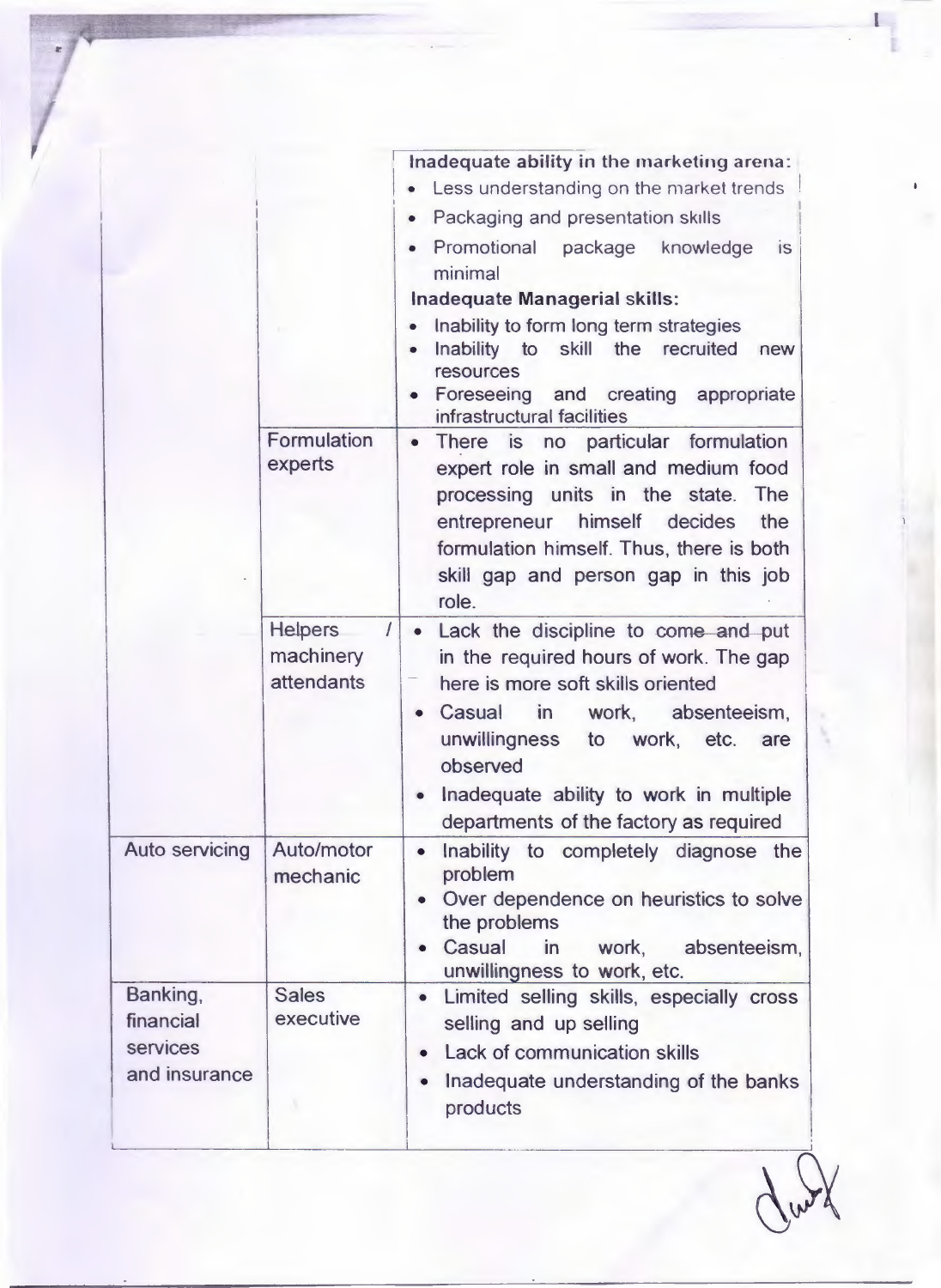| | | |
|---|---|---|
| | | **Inadequate ability in the marketing arena:**<br>• Less understanding on the market trends<br>• Packaging and presentation skills<br>• Promotional package knowledge is minimal<br>**Inadequate Managerial skills:**<br>• Inability to form long term strategies<br>• Inability to skill the recruited new resources<br>• Foreseeing and creating appropriate infrastructural facilities |
| | Formulation experts | • There is no particular formulation expert role in small and medium food processing units in the state. The entrepreneur himself decides the formulation himself. Thus, there is both skill gap and person gap in this job role. |
| | Helpers / machinery attendants | • Lack the discipline to come and put in the required hours of work. The gap here is more soft skills oriented<br>• Casual in work, absenteeism, unwillingness to work, etc. are observed<br>• Inadequate ability to work in multiple departments of the factory as required |
| Auto servicing | Auto/motor mechanic | • Inability to completely diagnose the problem<br>• Over dependence on heuristics to solve the problems<br>• Casual in work, absenteeism, unwillingness to work, etc. |
| Banking, financial services and insurance | Sales executive | • Limited selling skills, especially cross selling and up selling<br>• Lack of communication skills<br>• Inadequate understanding of the banks products |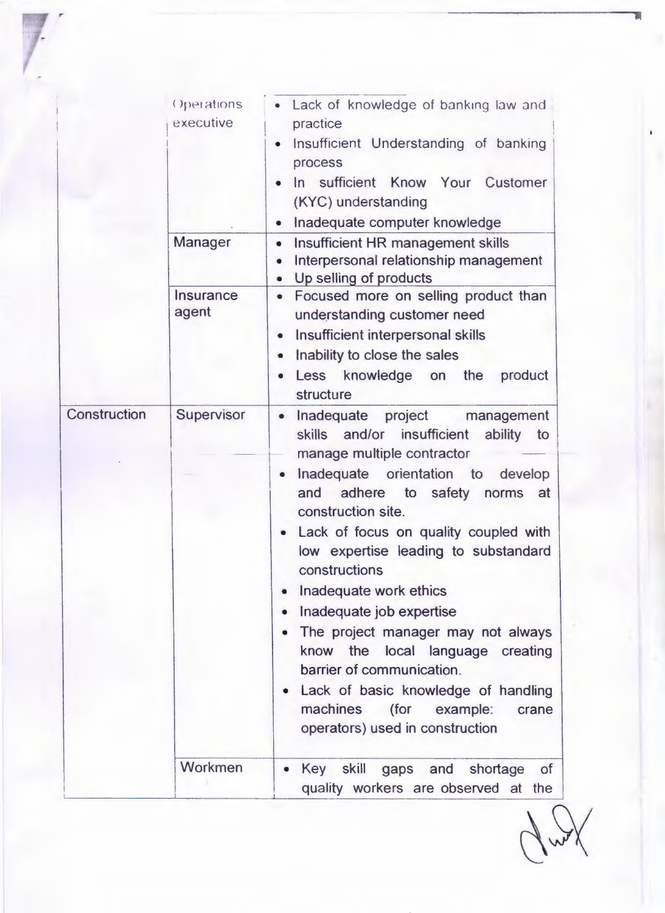| | | |
|---|---|---|
| | Operations executive | • Lack of knowledge of banking law and practice<br>• Insufficient Understanding of banking process<br>• In sufficient Know Your Customer (KYC) understanding<br>• Inadequate computer knowledge |
| | Manager | • Insufficient HR management skills<br>• Interpersonal relationship management<br>• Up selling of products |
| | Insurance agent | • Focused more on selling product than understanding customer need<br>• Insufficient interpersonal skills<br>• Inability to close the sales<br>• Less knowledge on the product structure |
| Construction | Supervisor | • Inadequate project management skills and/or insufficient ability to manage multiple contractor<br>• Inadequate orientation to develop and adhere to safety norms at construction site.<br>• Lack of focus on quality coupled with low expertise leading to substandard constructions<br>• Inadequate work ethics<br>• Inadequate job expertise<br>• The project manager may not always know the local language creating barrier of communication.<br>• Lack of basic knowledge of handling machines (for example: crane operators) used in construction |
| | Workmen | • Key skill gaps and shortage of quality workers are observed at the |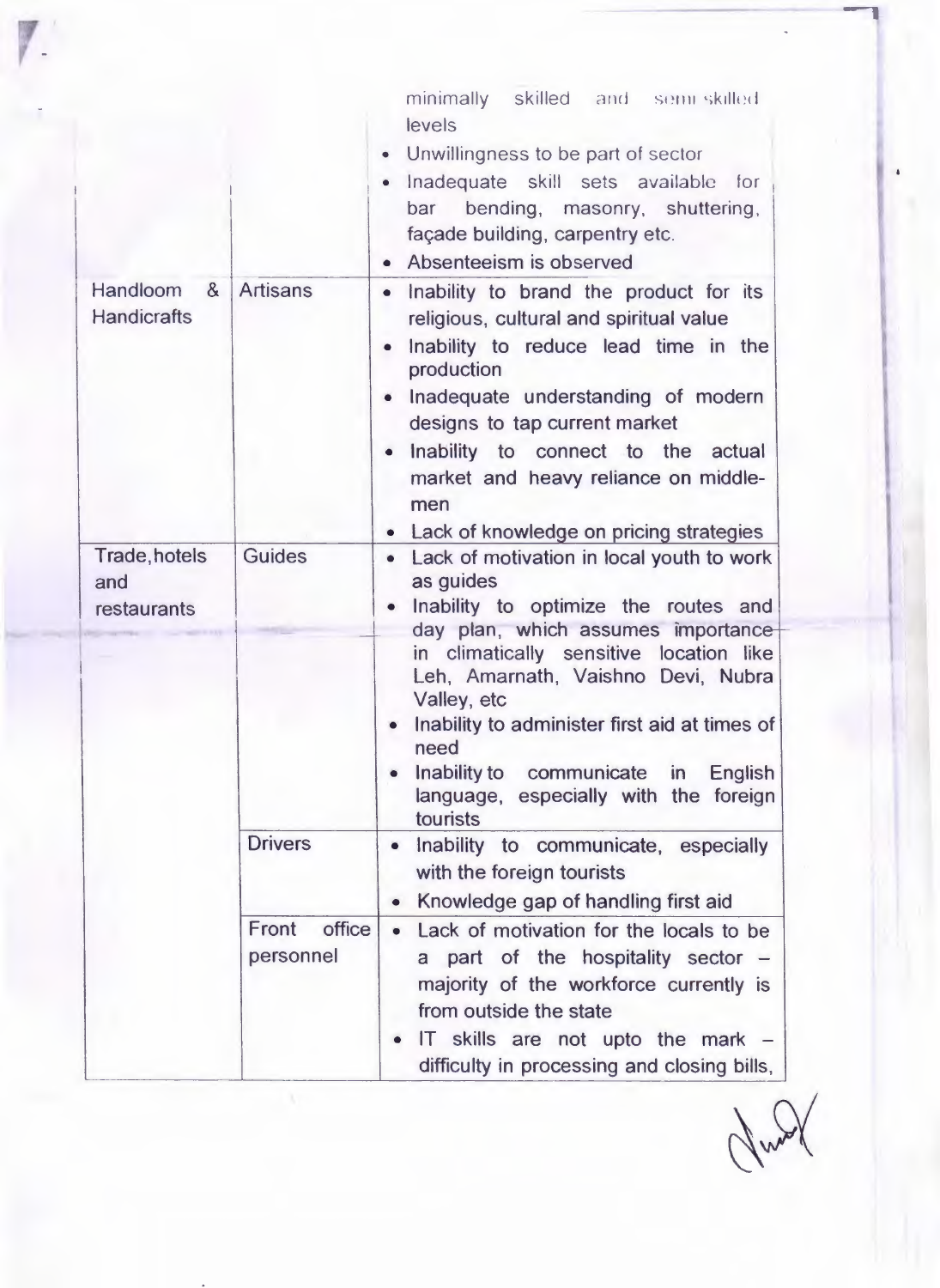| | | |
|---|---|---|
| | | minimally skilled and semi skilled levels<br>• Unwillingness to be part of sector<br>• Inadequate skill sets available for bar bending, masonry, shuttering, façade building, carpentry etc.<br>• Absenteeism is observed |
| Handloom & Handicrafts | Artisans | • Inability to brand the product for its religious, cultural and spiritual value<br>• Inability to reduce lead time in the production<br>• Inadequate understanding of modern designs to tap current market<br>• Inability to connect to the actual market and heavy reliance on middle-men<br>• Lack of knowledge on pricing strategies |
| Trade, hotels and restaurants | Guides | • Lack of motivation in local youth to work as guides<br>• Inability to optimize the routes and day plan, which assumes importance in climatically sensitive location like Leh, Amarnath, Vaishno Devi, Nubra Valley, etc<br>• Inability to administer first aid at times of need<br>• Inability to communicate in English language, especially with the foreign tourists |
| | Drivers | • Inability to communicate, especially with the foreign tourists<br>• Knowledge gap of handling first aid |
| | Front office personnel | • Lack of motivation for the locals to be a part of the hospitality sector – majority of the workforce currently is from outside the state<br>• IT skills are not upto the mark – difficulty in processing and closing bills, |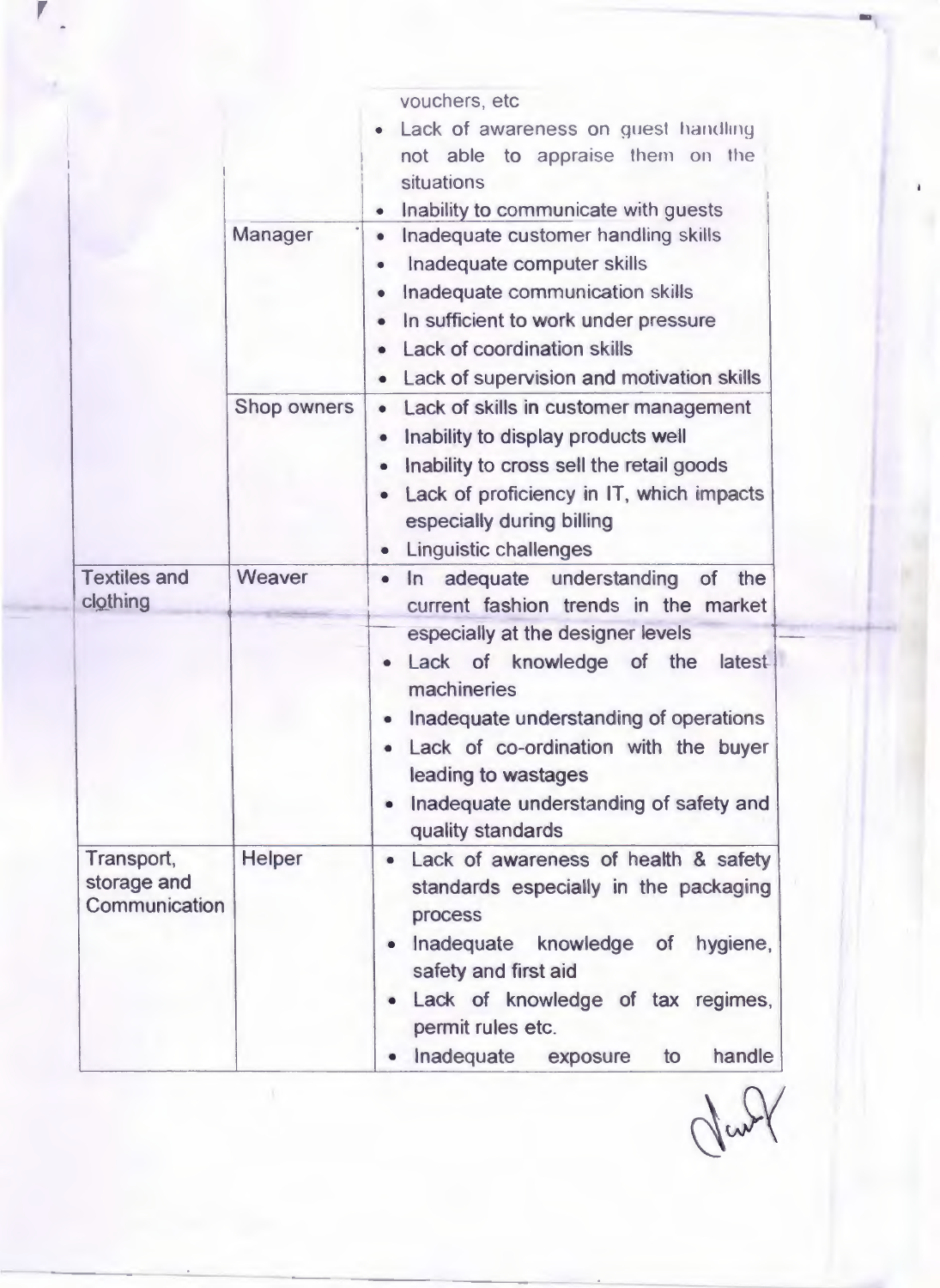| | | |
|---|---|---|
| | | vouchers, etc<br>• Lack of awareness on guest handling not able to appraise them on the situations<br>• Inability to communicate with guests |
| | Manager | • Inadequate customer handling skills<br>• Inadequate computer skills<br>• Inadequate communication skills<br>• In sufficient to work under pressure<br>• Lack of coordination skills<br>• Lack of supervision and motivation skills |
| | Shop owners | • Lack of skills in customer management<br>• Inability to display products well<br>• Inability to cross sell the retail goods<br>• Lack of proficiency in IT, which impacts especially during billing<br>• Linguistic challenges |
| Textiles and clothing | Weaver | • In adequate understanding of the current fashion trends in the market especially at the designer levels<br>• Lack of knowledge of the latest machineries<br>• Inadequate understanding of operations<br>• Lack of co-ordination with the buyer leading to wastages<br>• Inadequate understanding of safety and quality standards |
| Transport, storage and Communication | Helper | • Lack of awareness of health & safety standards especially in the packaging process<br>• Inadequate knowledge of hygiene, safety and first aid<br>• Lack of knowledge of tax regimes, permit rules etc.<br>• Inadequate exposure to handle |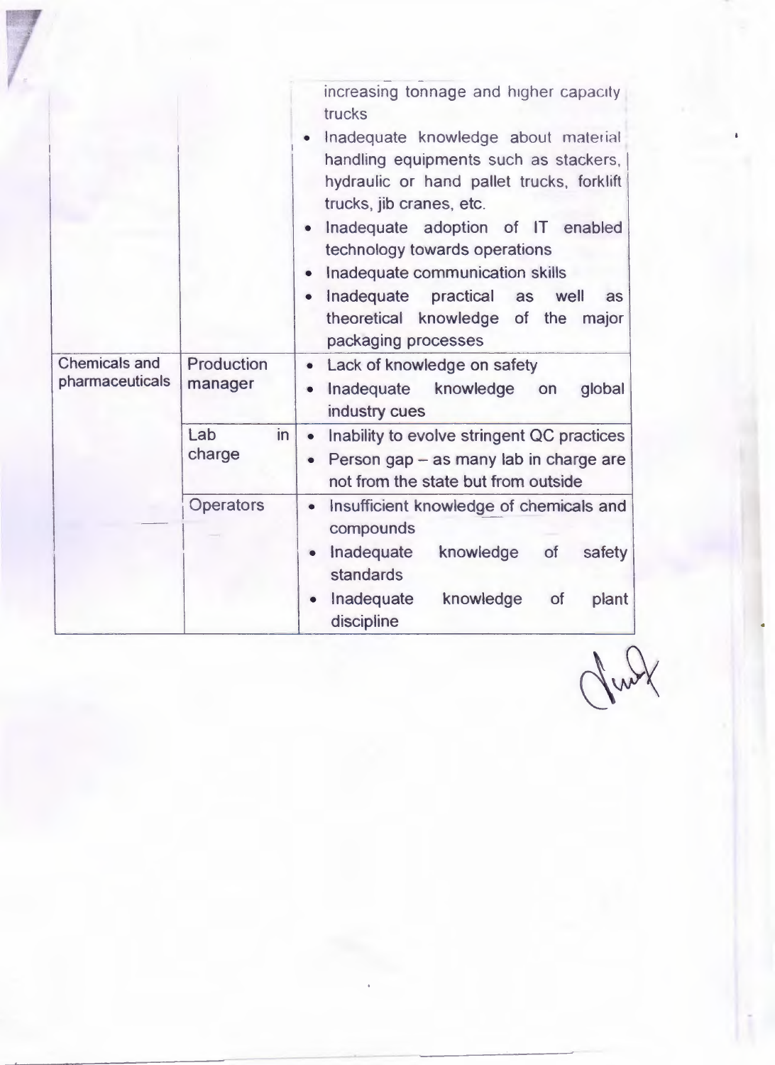| | | |
|---|---|---|
| | | increasing tonnage and higher capacity trucks<br>• Inadequate knowledge about material handling equipments such as stackers, hydraulic or hand pallet trucks, forklift trucks, jib cranes, etc.<br>• Inadequate adoption of IT enabled technology towards operations<br>• Inadequate communication skills<br>• Inadequate practical as well as theoretical knowledge of the major packaging processes |
| Chemicals and pharmaceuticals | Production manager | • Lack of knowledge on safety<br>• Inadequate knowledge on global industry cues |
| | Lab in charge | • Inability to evolve stringent QC practices<br>• Person gap – as many lab in charge are not from the state but from outside |
| | Operators | • Insufficient knowledge of chemicals and compounds<br>• Inadequate knowledge of safety standards<br>• Inadequate knowledge of plant discipline |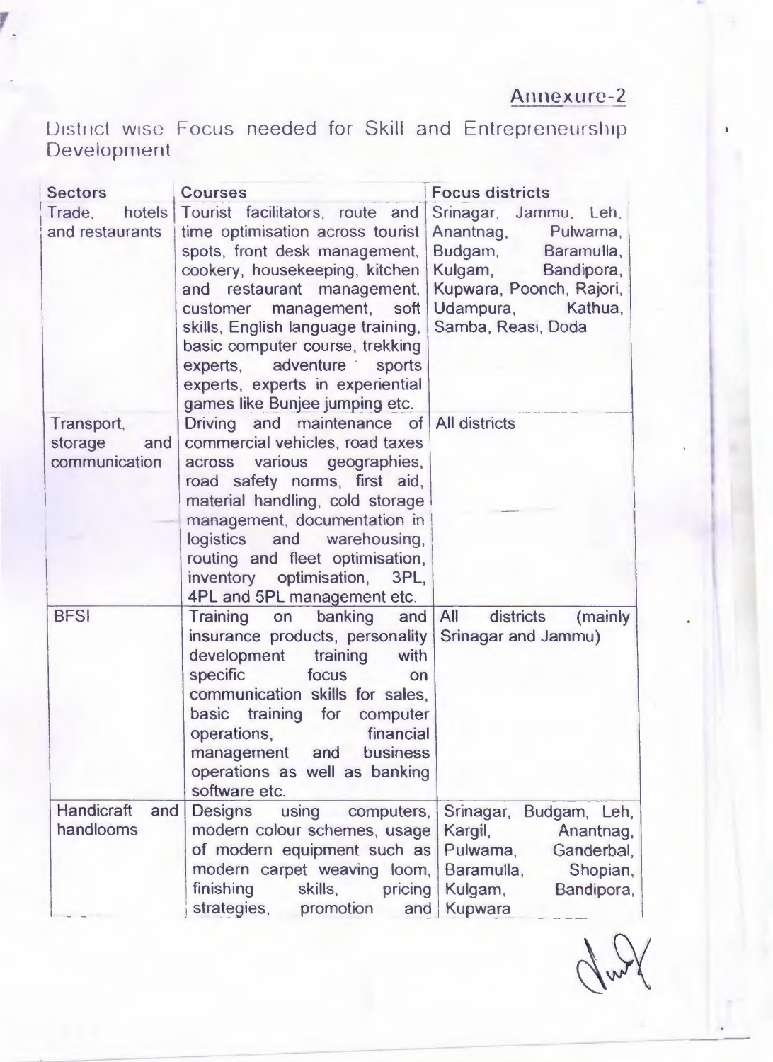Annexure-2

District wise Focus needed for Skill and Entrepreneurship Development

| Sectors | Courses | Focus districts |
|---|---|---|
| Trade, hotels and restaurants | Tourist facilitators, route and time optimisation across tourist spots, front desk management, cookery, housekeeping, kitchen and restaurant management, customer management, soft skills, English language training, basic computer course, trekking experts, adventure sports experts, experts in experiential games like Bunjee jumping etc. | Srinagar, Jammu, Leh, Anantnag, Pulwama, Budgam, Baramulla, Kulgam, Bandipora, Kupwara, Poonch, Rajori, Udampura, Kathua, Samba, Reasi, Doda |
| Transport, storage and communication | Driving and maintenance of commercial vehicles, road taxes across various geographies, road safety norms, first aid, material handling, cold storage management, documentation in logistics and warehousing, routing and fleet optimisation, inventory optimisation, 3PL, 4PL and 5PL management etc. | All districts |
| BFSI | Training on banking and insurance products, personality development training with specific focus on communication skills for sales, basic training for computer operations, financial management and business operations as well as banking software etc. | All districts (mainly Srinagar and Jammu) |
| Handicraft and handlooms | Designs using computers, modern colour schemes, usage of modern equipment such as modern carpet weaving loom, finishing skills, pricing strategies, promotion and | Srinagar, Budgam, Leh, Kargil, Anantnag, Pulwama, Ganderbal, Baramulla, Shopian, Kulgam, Bandipora, Kupwara |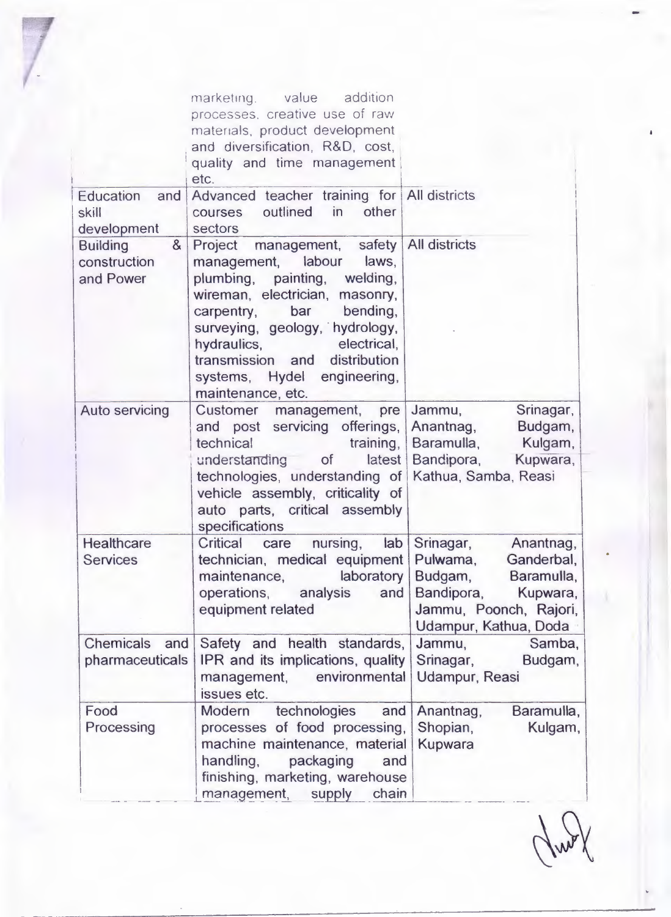| | | |
|---|---|---|
| | marketing, value addition processes, creative use of raw materials, product development and diversification, R&D, cost, quality and time management etc. | |
| Education and skill development | Advanced teacher training for courses outlined in other sectors | All districts |
| Building & construction and Power | Project management, safety management, labour laws, plumbing, painting, welding, wireman, electrician, masonry, carpentry, bar bending, surveying, geology, hydrology, hydraulics, electrical, transmission and distribution systems, Hydel engineering, maintenance, etc. | All districts |
| Auto servicing | Customer management, pre and post servicing offerings, technical training, understanding of latest technologies, understanding of vehicle assembly, criticality of auto parts, critical assembly specifications | Jammu, Srinagar, Anantnag, Budgam, Baramulla, Kulgam, Bandipora, Kupwara, Kathua, Samba, Reasi |
| Healthcare Services | Critical care nursing, lab technician, medical equipment maintenance, laboratory operations, analysis and equipment related | Srinagar, Anantnag, Pulwama, Ganderbal, Budgam, Baramulla, Bandipora, Kupwara, Jammu, Poonch, Rajori, Udampur, Kathua, Doda |
| Chemicals and pharmaceuticals | Safety and health standards, IPR and its implications, quality management, environmental issues etc. | Jammu, Samba, Srinagar, Budgam, Udampur, Reasi |
| Food Processing | Modern technologies and processes of food processing, machine maintenance, material handling, packaging and finishing, marketing, warehouse management, supply chain | Anantnag, Baramulla, Shopian, Kulgam, Kupwara |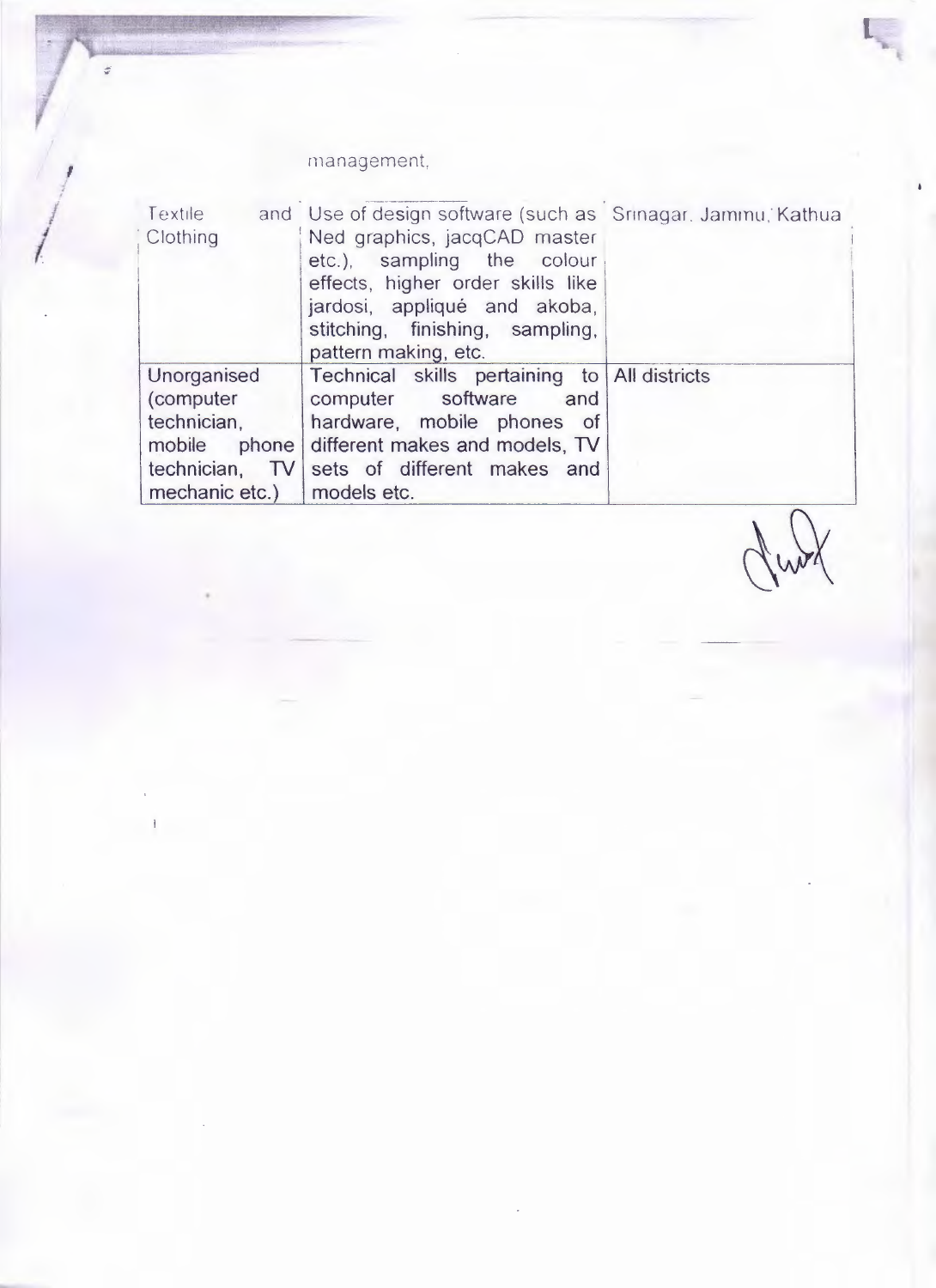management,

| Textile and Clothing | Use of design software (such as Ned graphics, jacqCAD master etc.), sampling the colour effects, higher order skills like jardosi, appliqué and akoba, stitching, finishing, sampling, pattern making, etc. | Srinagar, Jammu, Kathua |
|---|---|---|
| Unorganised (computer technician, mobile phone technician, TV mechanic etc.) | Technical skills pertaining to computer software and hardware, mobile phones of different makes and models, TV sets of different makes and models etc. | All districts |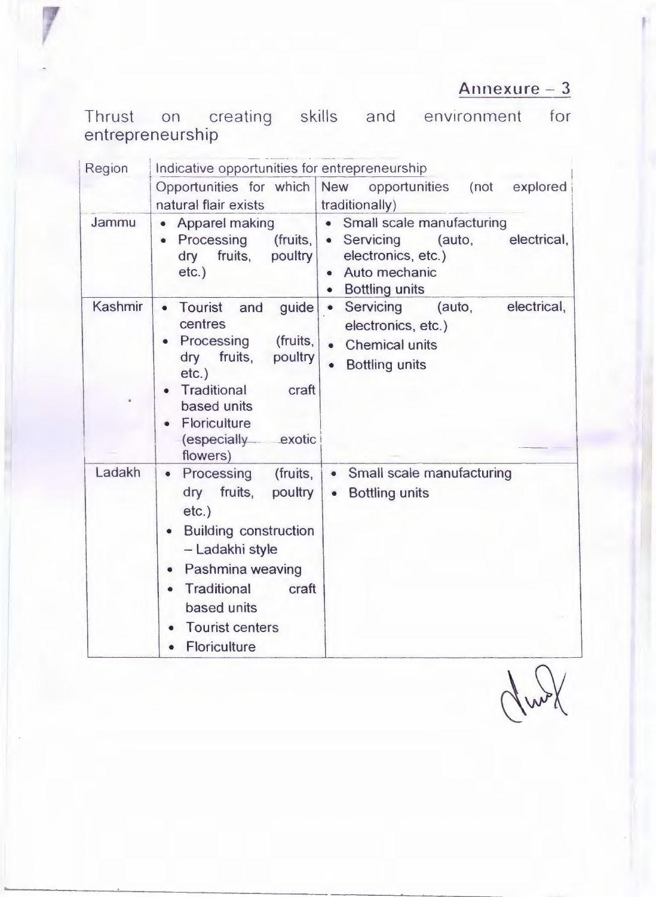Annexure – 3

Thrust on creating skills and environment for entrepreneurship

| Region | Indicative opportunities for entrepreneurship | |
|---|---|---|
| | Opportunities for which natural flair exists | New opportunities (not explored traditionally) |
| Jammu | • Apparel making<br>• Processing (fruits, dry fruits, poultry etc.) | • Small scale manufacturing<br>• Servicing (auto, electrical, electronics, etc.)<br>• Auto mechanic<br>• Bottling units |
| Kashmir | • Tourist and guide centres<br>• Processing (fruits, dry fruits, poultry etc.)<br>• Traditional craft based units<br>• Floriculture (especially exotic flowers) | • Servicing (auto, electrical, electronics, etc.)<br>• Chemical units<br>• Bottling units |
| Ladakh | • Processing (fruits, dry fruits, poultry etc.)<br>• Building construction – Ladakhi style<br>• Pashmina weaving<br>• Traditional craft based units<br>• Tourist centers<br>• Floriculture | • Small scale manufacturing<br>• Bottling units |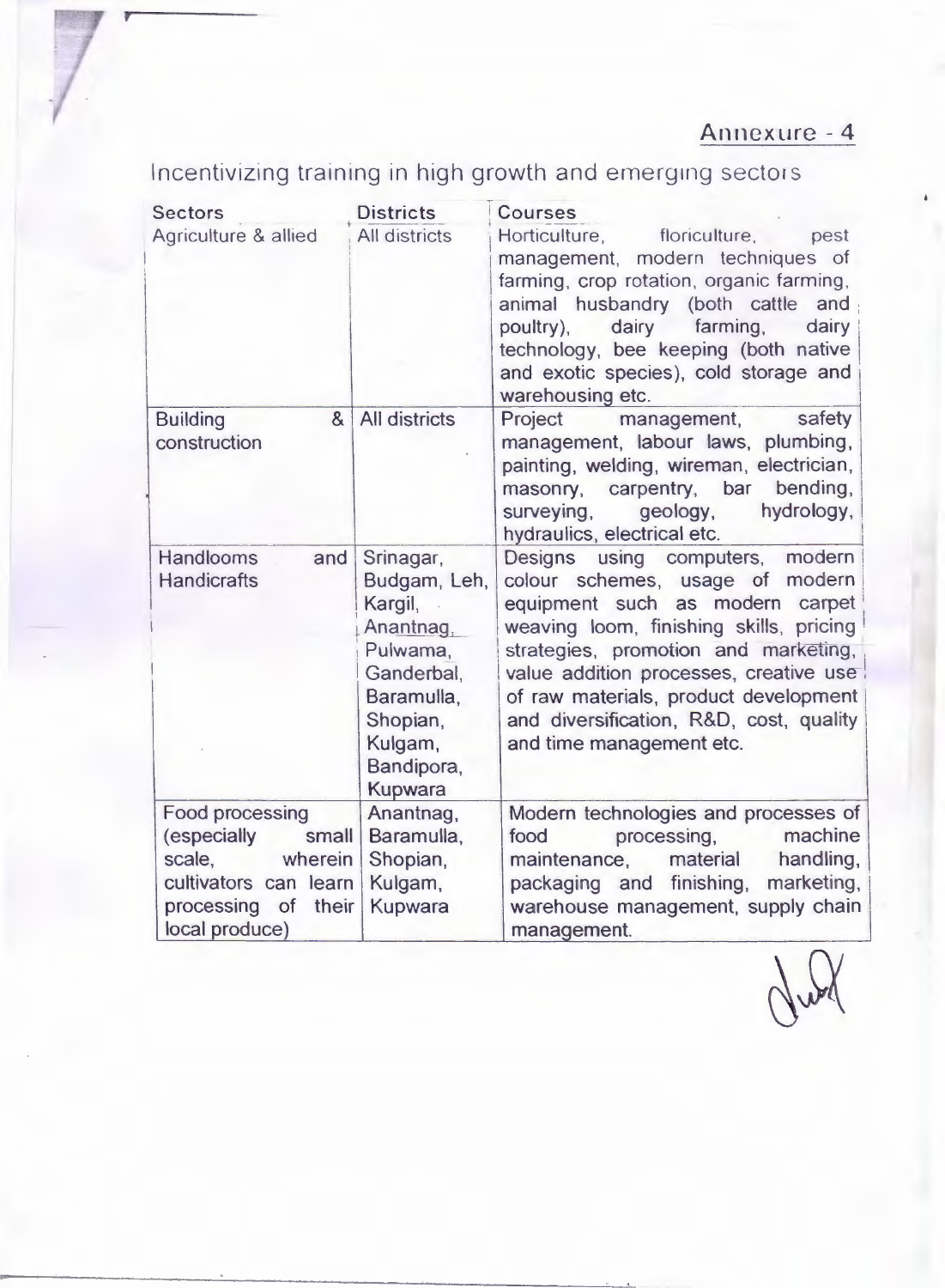Annexure - 4

## Incentivizing training in high growth and emerging sectors

| Sectors | Districts | Courses |
|---|---|---|
| Agriculture & allied | All districts | Horticulture, floriculture, pest management, modern techniques of farming, crop rotation, organic farming, animal husbandry (both cattle and poultry), dairy farming, dairy technology, bee keeping (both native and exotic species), cold storage and warehousing etc. |
| Building & construction | All districts | Project management, safety management, labour laws, plumbing, painting, welding, wireman, electrician, masonry, carpentry, bar bending, surveying, geology, hydrology, hydraulics, electrical etc. |
| Handlooms and Handicrafts | Srinagar, Budgam, Leh, Kargil, Anantnag, Pulwama, Ganderbal, Baramulla, Shopian, Kulgam, Bandipora, Kupwara | Designs using computers, modern colour schemes, usage of modern equipment such as modern carpet weaving loom, finishing skills, pricing strategies, promotion and marketing, value addition processes, creative use of raw materials, product development and diversification, R&D, cost, quality and time management etc. |
| Food processing (especially small scale, wherein cultivators can learn processing of their local produce) | Anantnag, Baramulla, Shopian, Kulgam, Kupwara | Modern technologies and processes of food processing, machine maintenance, material handling, packaging and finishing, marketing, warehouse management, supply chain management. |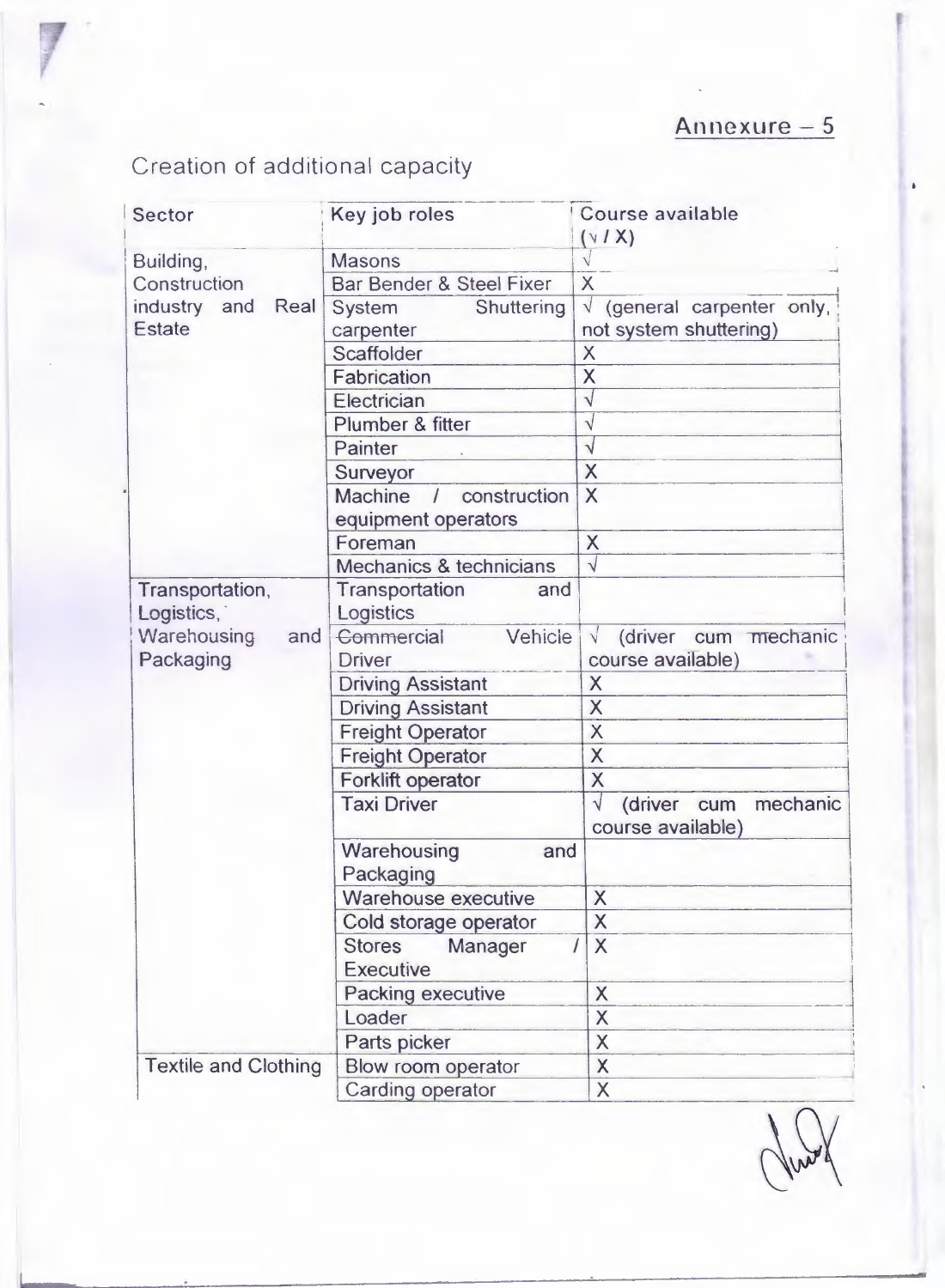## Annexure – 5

Creation of additional capacity

| Sector | Key job roles | Course available (√ / X) |
|---|---|---|
| Building, Construction industry and Real Estate | Masons | √ |
| | Bar Bender & Steel Fixer | X |
| | System Shuttering carpenter | √ (general carpenter only, not system shuttering) |
| | Scaffolder | X |
| | Fabrication | X |
| | Electrician | √ |
| | Plumber & fitter | √ |
| | Painter | √ |
| | Surveyor | X |
| | Machine / construction equipment operators | X |
| | Foreman | X |
| | Mechanics & technicians | √ |
| Transportation, Logistics, Warehousing and Packaging | Transportation and Logistics | |
| | ~~Commercial~~ Vehicle Driver | √ (driver cum mechanic course available) |
| | Driving Assistant | X |
| | Driving Assistant | X |
| | Freight Operator | X |
| | Freight Operator | X |
| | Forklift operator | X |
| | Taxi Driver | √ (driver cum mechanic course available) |
| | Warehousing and Packaging | |
| | Warehouse executive | X |
| | Cold storage operator | X |
| | Stores Manager / Executive | X |
| | Packing executive | X |
| | Loader | X |
| | Parts picker | X |
| Textile and Clothing | Blow room operator | X |
| | Carding operator | X |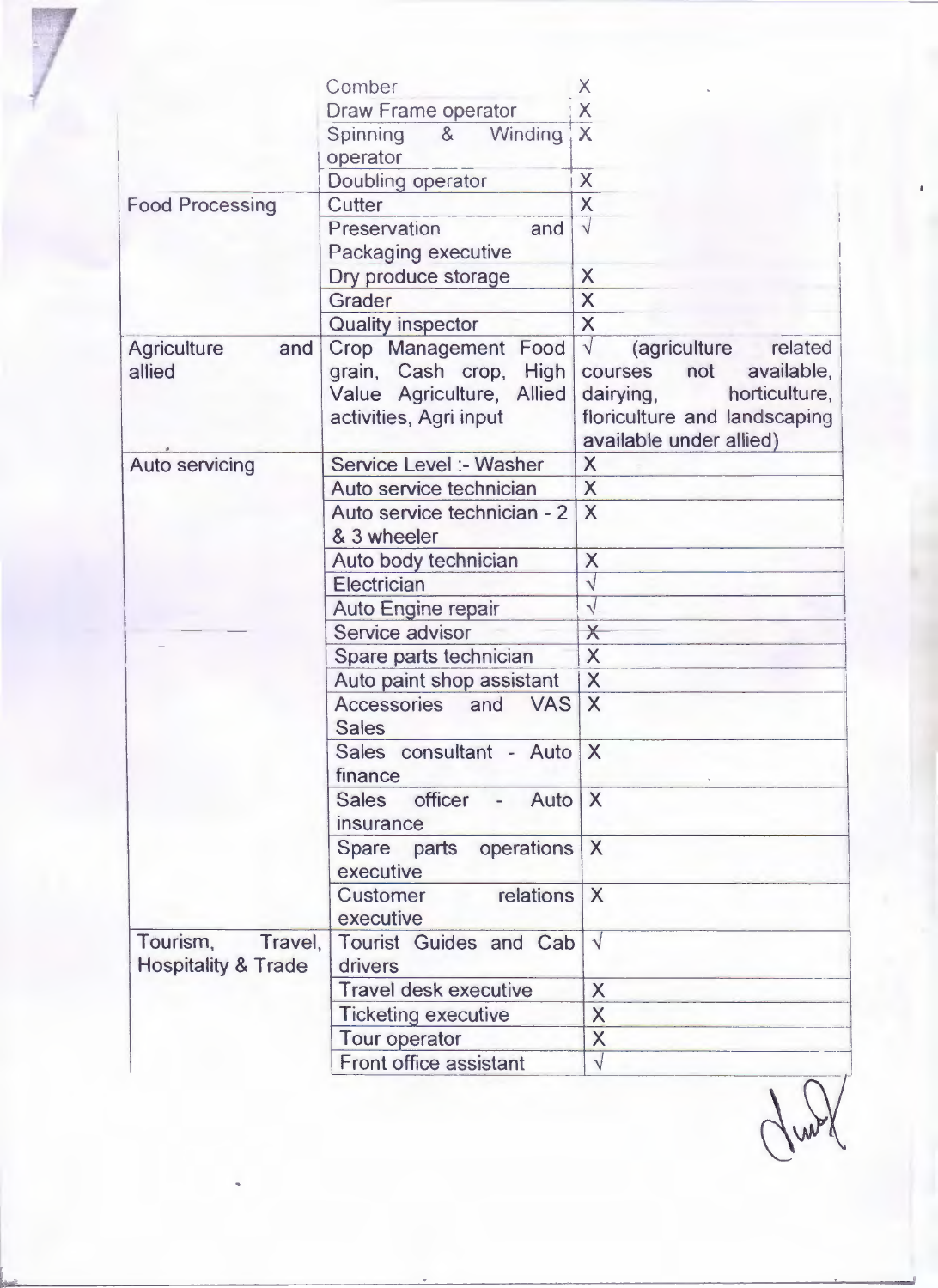| | | |
|---|---|---|
| | Comber | X |
| | Draw Frame operator | X |
| | Spinning & Winding operator | X |
| | Doubling operator | X |
| Food Processing | Cutter | X |
| | Preservation and Packaging executive | √ |
| | Dry produce storage | X |
| | Grader | X |
| | Quality inspector | X |
| Agriculture and allied | Crop Management Food grain, Cash crop, High Value Agriculture, Allied activities, Agri input | √ (agriculture related courses not available, dairying, horticulture, floriculture and landscaping available under allied) |
| Auto servicing | Service Level :- Washer | X |
| | Auto service technician | X |
| | Auto service technician - 2 & 3 wheeler | X |
| | Auto body technician | X |
| | Electrician | √ |
| | Auto Engine repair | √ |
| | Service advisor | X |
| | Spare parts technician | X |
| | Auto paint shop assistant | X |
| | Accessories and VAS Sales | X |
| | Sales consultant - Auto finance | X |
| | Sales officer - Auto insurance | X |
| | Spare parts operations executive | X |
| | Customer relations executive | X |
| Tourism, Travel, Hospitality & Trade | Tourist Guides and Cab drivers | √ |
| | Travel desk executive | X |
| | Ticketing executive | X |
| | Tour operator | X |
| | Front office assistant | √ |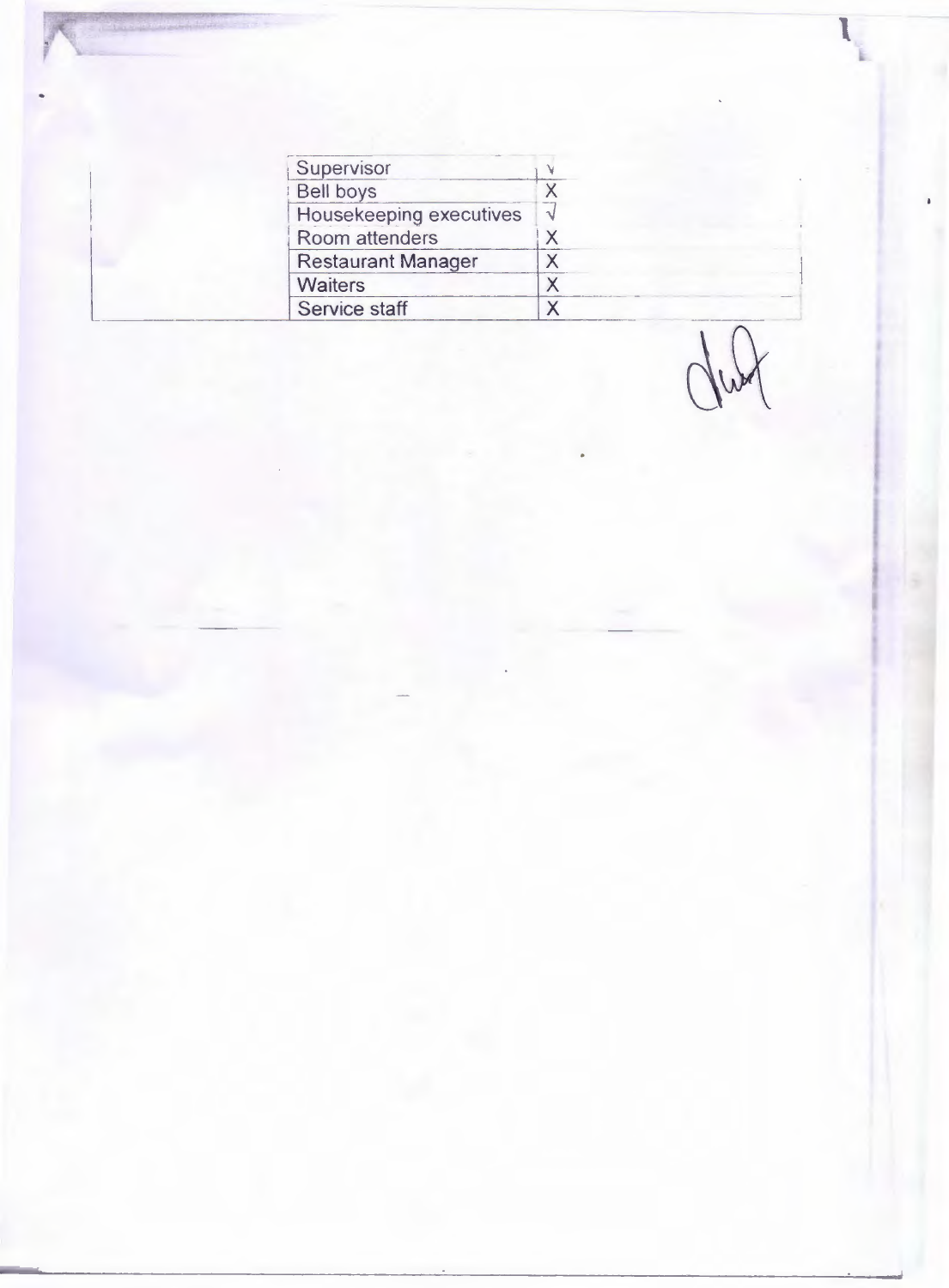| | | |
|---|---|---|
| | Supervisor | √ |
| | Bell boys | X |
| | Housekeeping executives | √ |
| | Room attenders | X |
| | Restaurant Manager | X |
| | Waiters | X |
| | Service staff | X |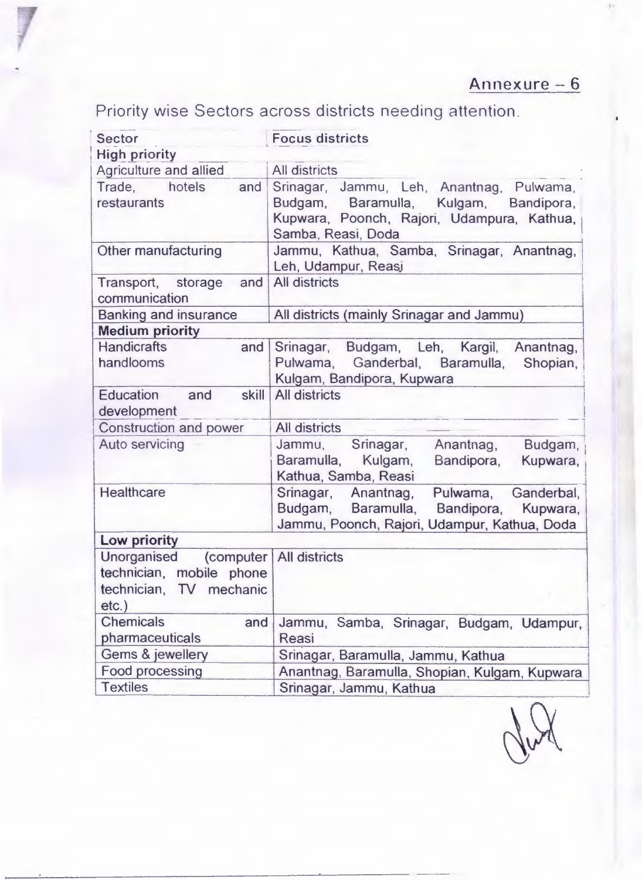Annexure – 6

Priority wise Sectors across districts needing attention.

| Sector | Focus districts |
|---|---|
| **High priority** | |
| Agriculture and allied | All districts |
| Trade, hotels and restaurants | Srinagar, Jammu, Leh, Anantnag, Pulwama, Budgam, Baramulla, Kulgam, Bandipora, Kupwara, Poonch, Rajori, Udampura, Kathua, Samba, Reasi, Doda |
| Other manufacturing | Jammu, Kathua, Samba, Srinagar, Anantnag, Leh, Udampur, Reasi |
| Transport, storage and communication | All districts |
| Banking and insurance | All districts (mainly Srinagar and Jammu) |
| **Medium priority** | |
| Handicrafts and handlooms | Srinagar, Budgam, Leh, Kargil, Anantnag, Pulwama, Ganderbal, Baramulla, Shopian, Kulgam, Bandipora, Kupwara |
| Education and skill development | All districts |
| Construction and power | All districts |
| Auto servicing | Jammu, Srinagar, Anantnag, Budgam, Baramulla, Kulgam, Bandipora, Kupwara, Kathua, Samba, Reasi |
| Healthcare | Srinagar, Anantnag, Pulwama, Ganderbal, Budgam, Baramulla, Bandipora, Kupwara, Jammu, Poonch, Rajori, Udampur, Kathua, Doda |
| **Low priority** | |
| Unorganised (computer technician, mobile phone technician, TV mechanic etc.) | All districts |
| Chemicals and pharmaceuticals | Jammu, Samba, Srinagar, Budgam, Udampur, Reasi |
| Gems & jewellery | Srinagar, Baramulla, Jammu, Kathua |
| Food processing | Anantnag, Baramulla, Shopian, Kulgam, Kupwara |
| Textiles | Srinagar, Jammu, Kathua |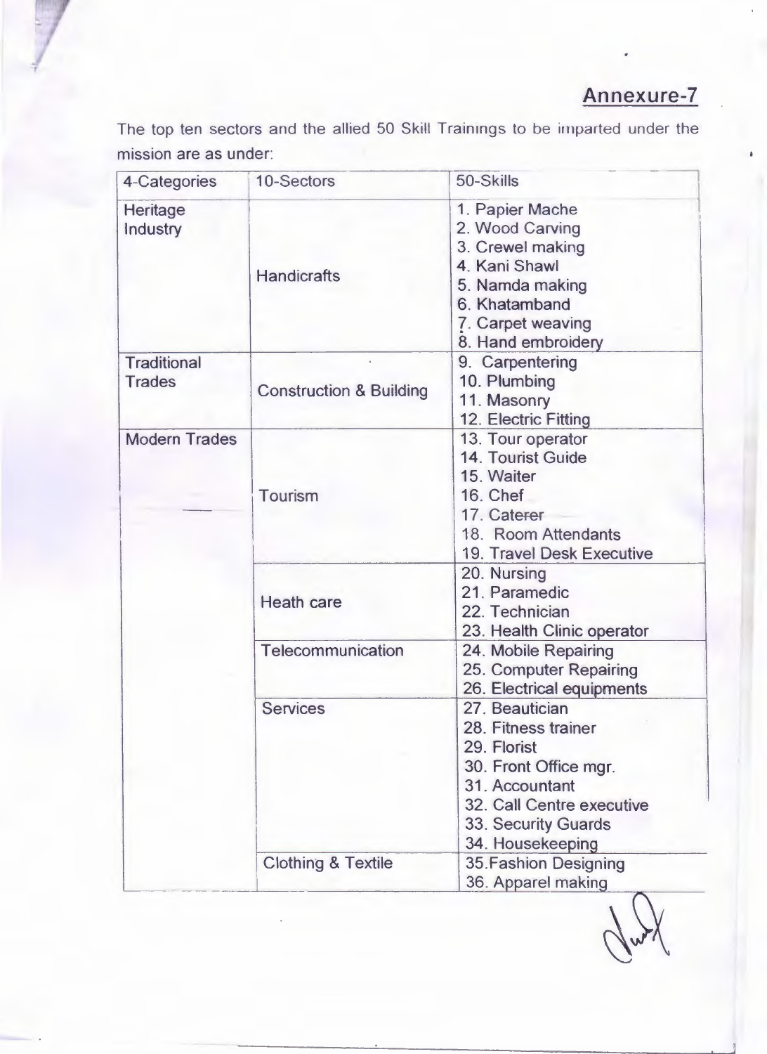## Annexure-7

The top ten sectors and the allied 50 Skill Trainings to be imparted under the mission are as under:

| 4-Categories | 10-Sectors | 50-Skills |
|---|---|---|
| Heritage Industry | Handicrafts | 1. Papier Mache<br>2. Wood Carving<br>3. Crewel making<br>4. Kani Shawl<br>5. Namda making<br>6. Khatamband<br>7. Carpet weaving<br>8. Hand embroidery |
| Traditional Trades | Construction & Building | 9. Carpentering<br>10. Plumbing<br>11. Masonry<br>12. Electric Fitting |
| Modern Trades | Tourism | 13. Tour operator<br>14. Tourist Guide<br>15. Waiter<br>16. Chef<br>17. Caterer<br>18. Room Attendants<br>19. Travel Desk Executive |
| | Heath care | 20. Nursing<br>21. Paramedic<br>22. Technician<br>23. Health Clinic operator |
| | Telecommunication | 24. Mobile Repairing<br>25. Computer Repairing<br>26. Electrical equipments |
| | Services | 27. Beautician<br>28. Fitness trainer<br>29. Florist<br>30. Front Office mgr.<br>31. Accountant<br>32. Call Centre executive<br>33. Security Guards<br>34. Housekeeping |
| | Clothing & Textile | 35. Fashion Designing<br>36. Apparel making |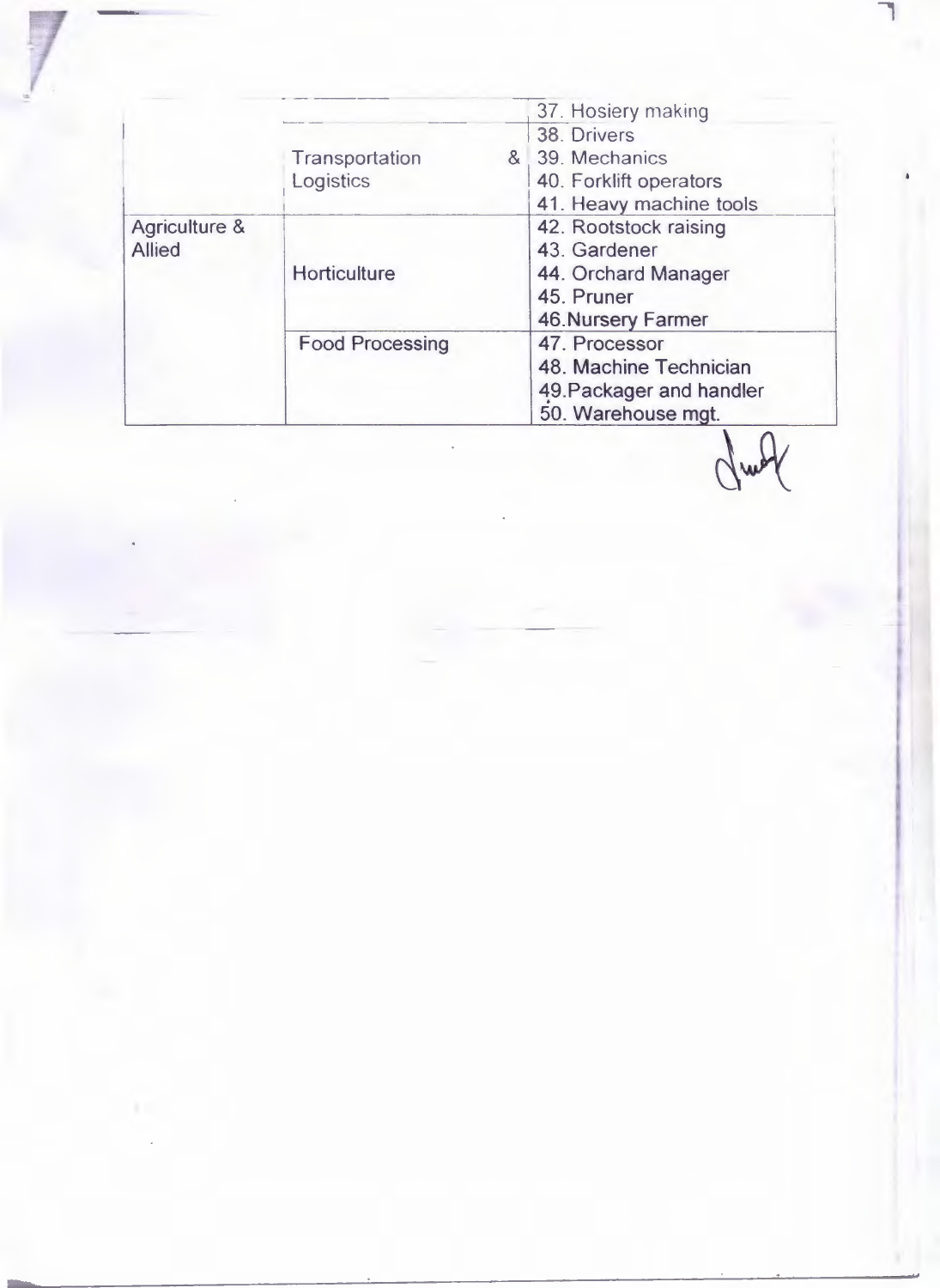| | | |
|---|---|---|
| | | 37. Hosiery making |
| | Transportation & Logistics | 38. Drivers<br>39. Mechanics<br>40. Forklift operators<br>41. Heavy machine tools |
| Agriculture & Allied | Horticulture | 42. Rootstock raising<br>43. Gardener<br>44. Orchard Manager<br>45. Pruner<br>46. Nursery Farmer |
| | Food Processing | 47. Processor<br>48. Machine Technician<br>49. Packager and handler<br>50. Warehouse mgt. |